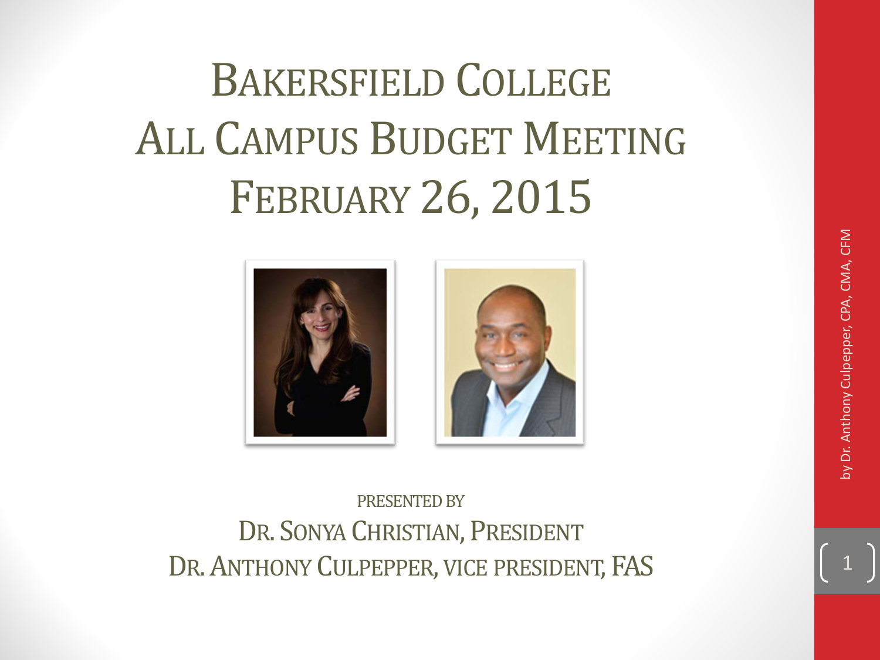# Bakersfield College All Campus Budget Meeting February 26, 2015

Presented by

Dr. Sonya Christian, President

Dr. Anthony Culpepper, vice president, FAS

by Dr. Anthony Culpepper, CPA, CMA, CFM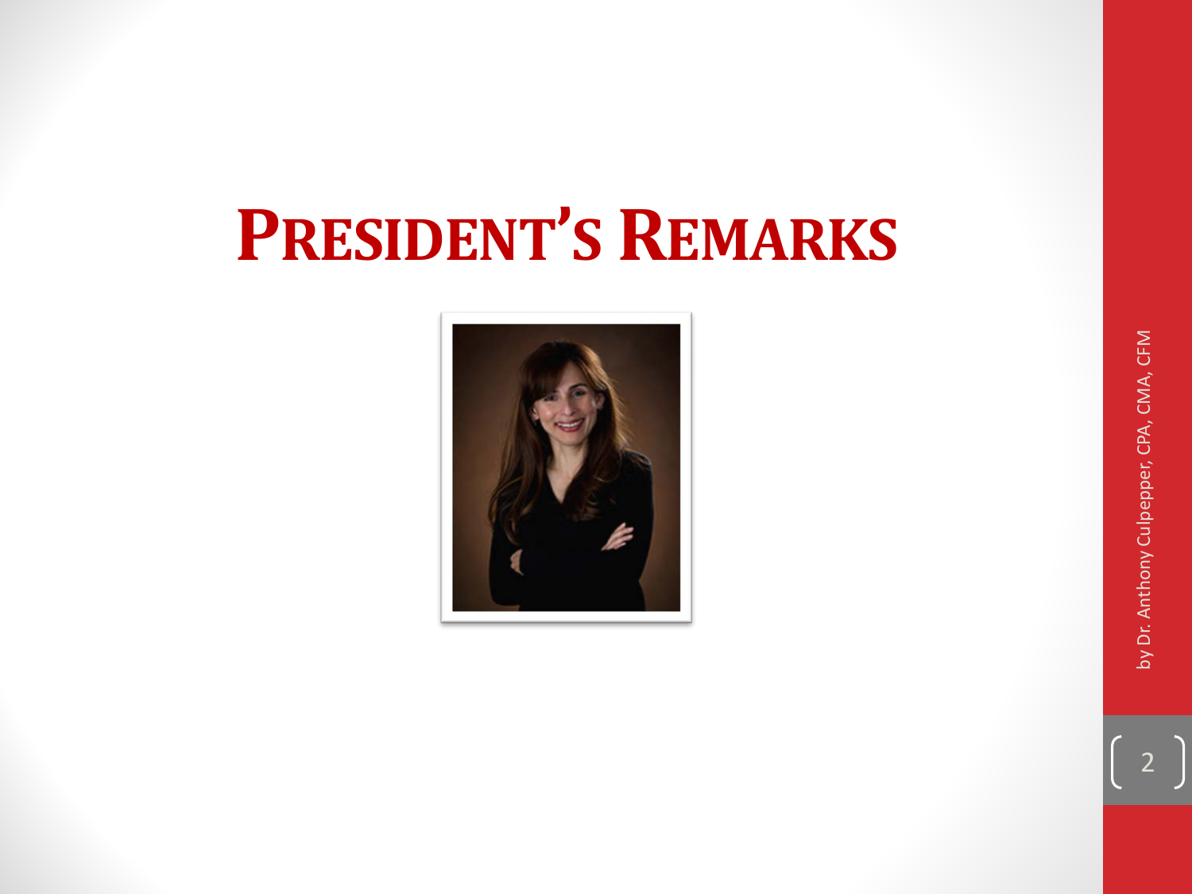# PRESIDENT'S REMARKS

by Dr. Anthony Culpepper, CPA, CMA, CFM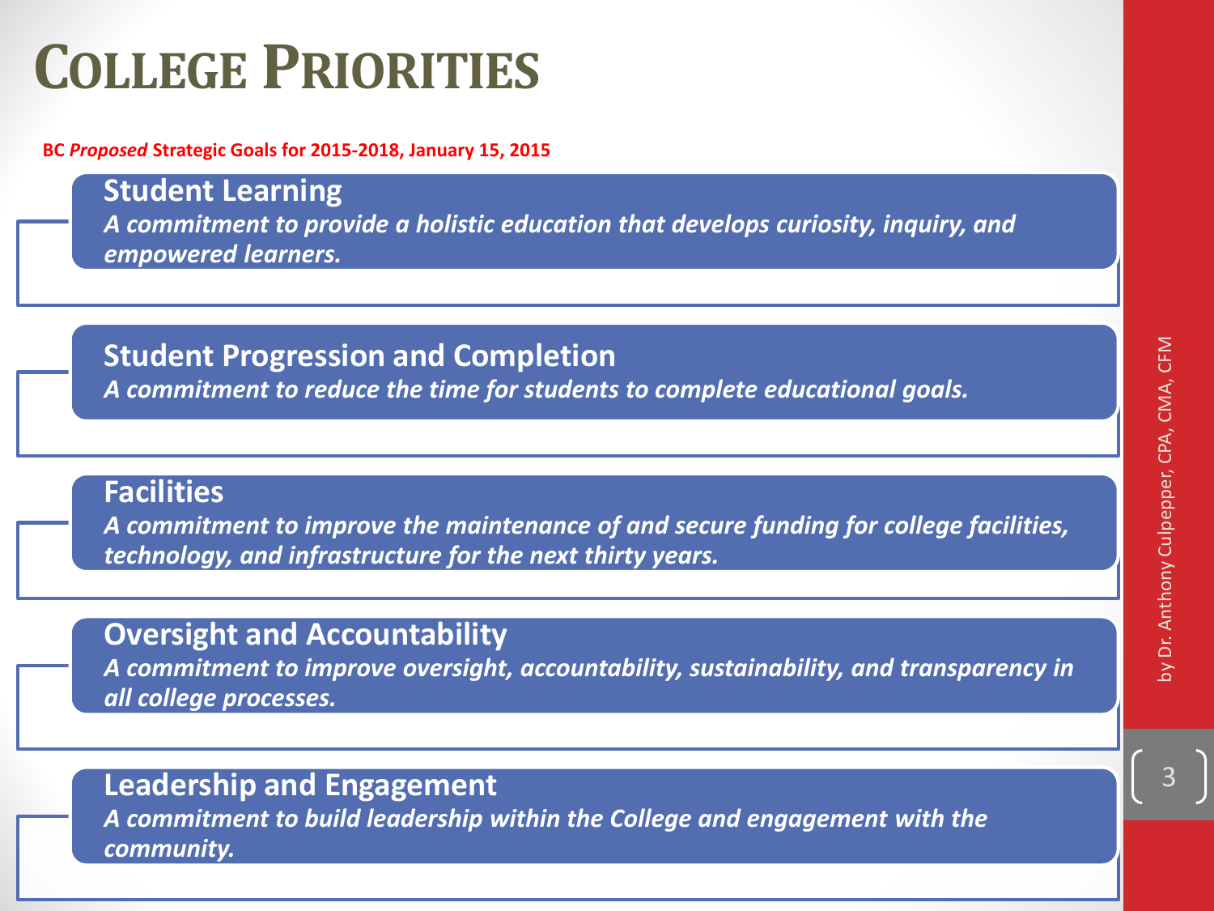# College Priorities

**BC *Proposed* Strategic Goals for 2015-2018, January 15, 2015**

**Student Learning**
***A commitment to provide a holistic education that develops curiosity, inquiry, and empowered learners.***

**Student Progression and Completion**
***A commitment to reduce the time for students to complete educational goals.***

**Facilities**
***A commitment to improve the maintenance of and secure funding for college facilities, technology, and infrastructure for the next thirty years.***

**Oversight and Accountability**
***A commitment to improve oversight, accountability, sustainability, and transparency in all college processes.***

**Leadership and Engagement**
***A commitment to build leadership within the College and engagement with the community.***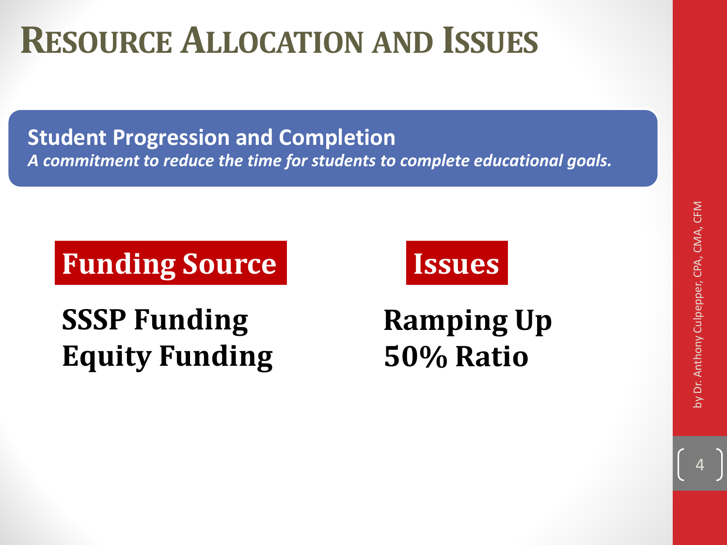# Resource Allocation and Issues

**Student Progression and Completion**
***A commitment to reduce the time for students to complete educational goals.***

## Funding Source

**SSSP Funding**
**Equity Funding**

## Issues

**Ramping Up**
**50% Ratio**

by Dr. Anthony Culpepper, CPA, CMA, CFM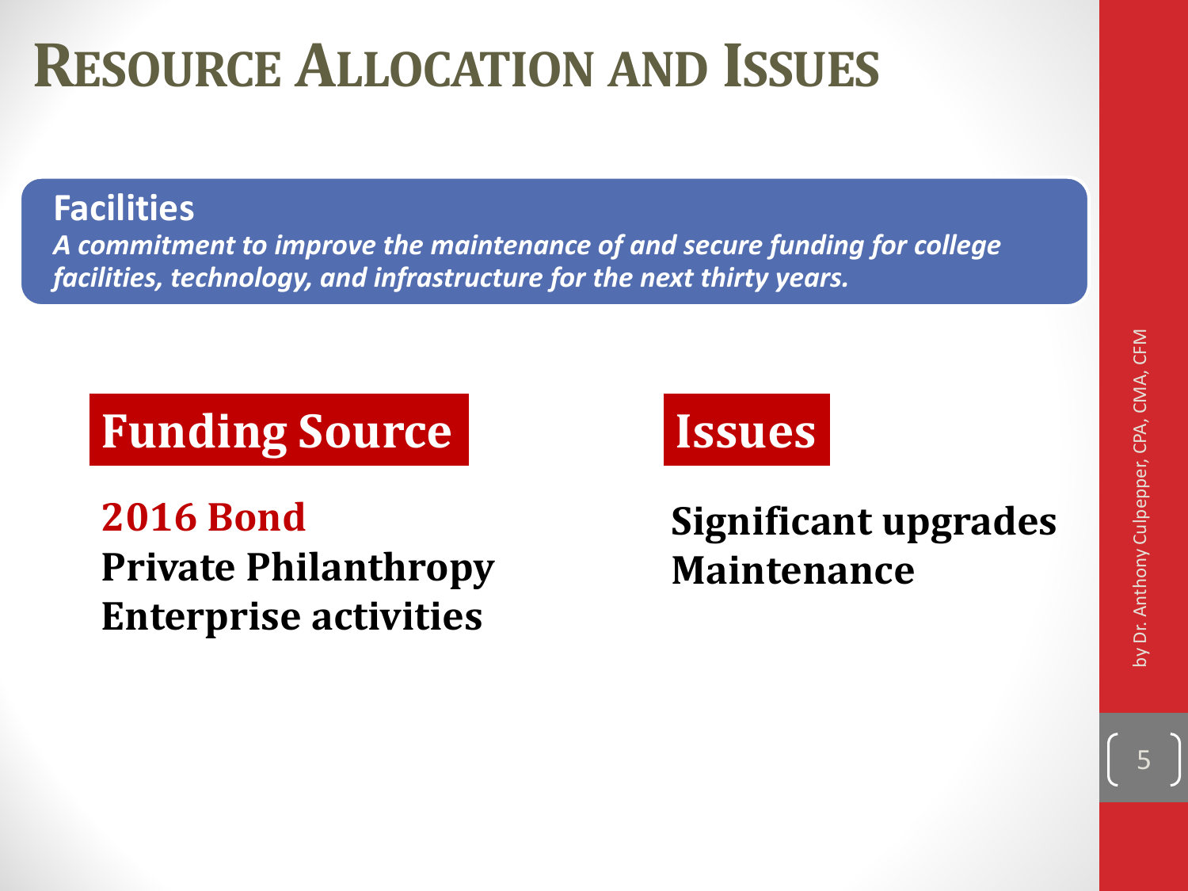# Resource Allocation and Issues

**Facilities**

***A commitment to improve the maintenance of and secure funding for college facilities, technology, and infrastructure for the next thirty years.***

## Funding Source

**2016 Bond**
**Private Philanthropy**
**Enterprise activities**

## Issues

**Significant upgrades**
**Maintenance**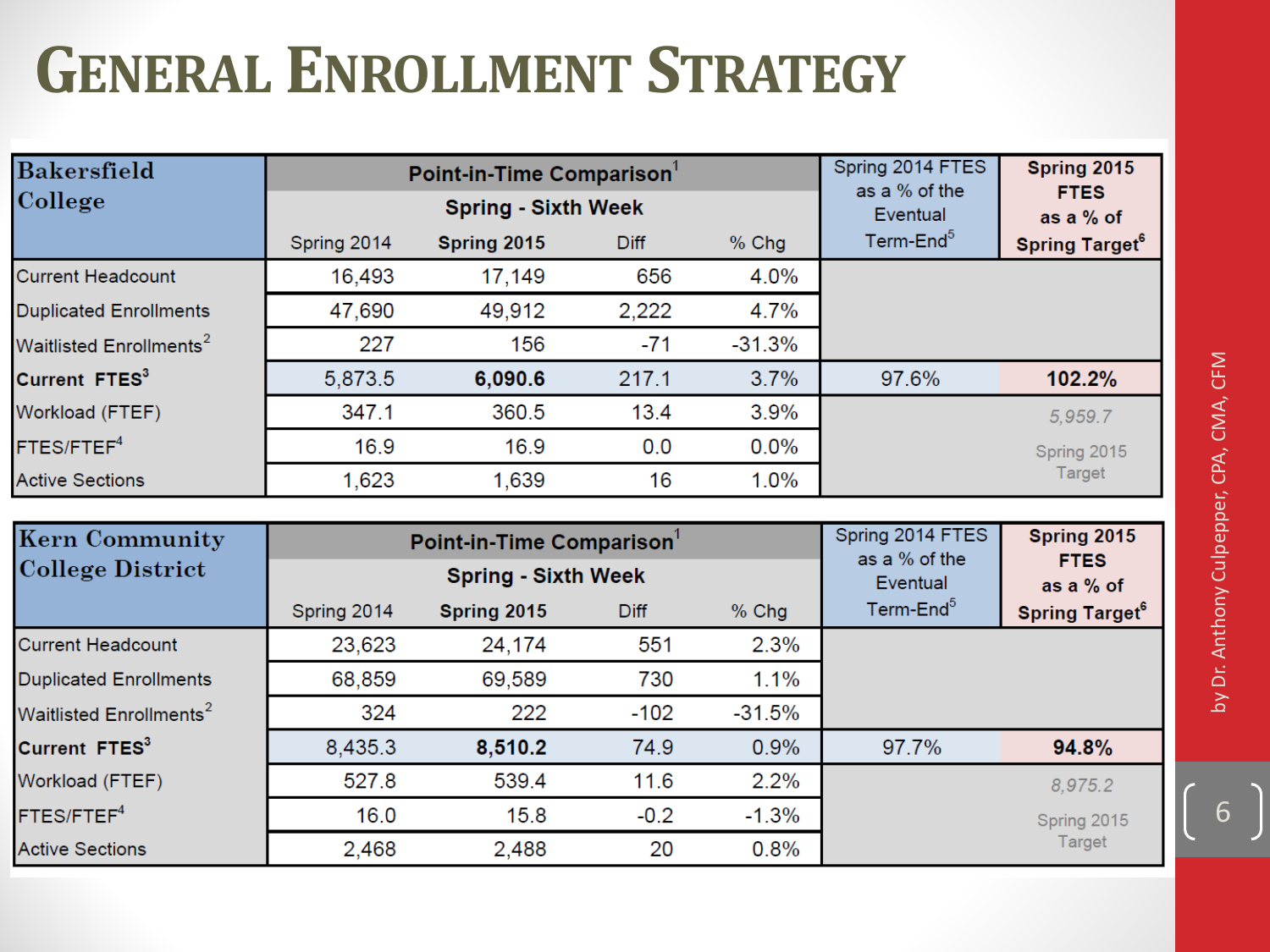# General Enrollment Strategy

| Bakersfield College | Point-in-Time Comparison[1] Spring - Sixth Week | | | | Spring 2014 FTES as a % of the Eventual Term-End[5] | Spring 2015 FTES as a % of Spring Target[6] |
|---|---|---|---|---|---|---|
| | Spring 2014 | **Spring 2015** | Diff | % Chg | | |
| Current Headcount | 16,493 | 17,149 | 656 | 4.0% | | |
| Duplicated Enrollments | 47,690 | 49,912 | 2,222 | 4.7% | | |
| Waitlisted Enrollments[2] | 227 | 156 | -71 | -31.3% | | |
| **Current FTES[3]** | 5,873.5 | **6,090.6** | 217.1 | 3.7% | 97.6% | **102.2%** |
| Workload (FTEF) | 347.1 | 360.5 | 13.4 | 3.9% | | *5,959.7* |
| FTES/FTEF[4] | 16.9 | 16.9 | 0.0 | 0.0% | | Spring 2015 Target |
| Active Sections | 1,623 | 1,639 | 16 | 1.0% | | |

| Kern Community College District | Point-in-Time Comparison[1] Spring - Sixth Week | | | | Spring 2014 FTES as a % of the Eventual Term-End[5] | Spring 2015 FTES as a % of Spring Target[6] |
|---|---|---|---|---|---|---|
| | Spring 2014 | **Spring 2015** | Diff | % Chg | | |
| Current Headcount | 23,623 | 24,174 | 551 | 2.3% | | |
| Duplicated Enrollments | 68,859 | 69,589 | 730 | 1.1% | | |
| Waitlisted Enrollments[2] | 324 | 222 | -102 | -31.5% | | |
| **Current FTES[3]** | 8,435.3 | **8,510.2** | 74.9 | 0.9% | 97.7% | **94.8%** |
| Workload (FTEF) | 527.8 | 539.4 | 11.6 | 2.2% | | *8,975.2* |
| FTES/FTEF[4] | 16.0 | 15.8 | -0.2 | -1.3% | | Spring 2015 Target |
| Active Sections | 2,468 | 2,488 | 20 | 0.8% | | |

by Dr. Anthony Culpepper, CPA, CMA, CFM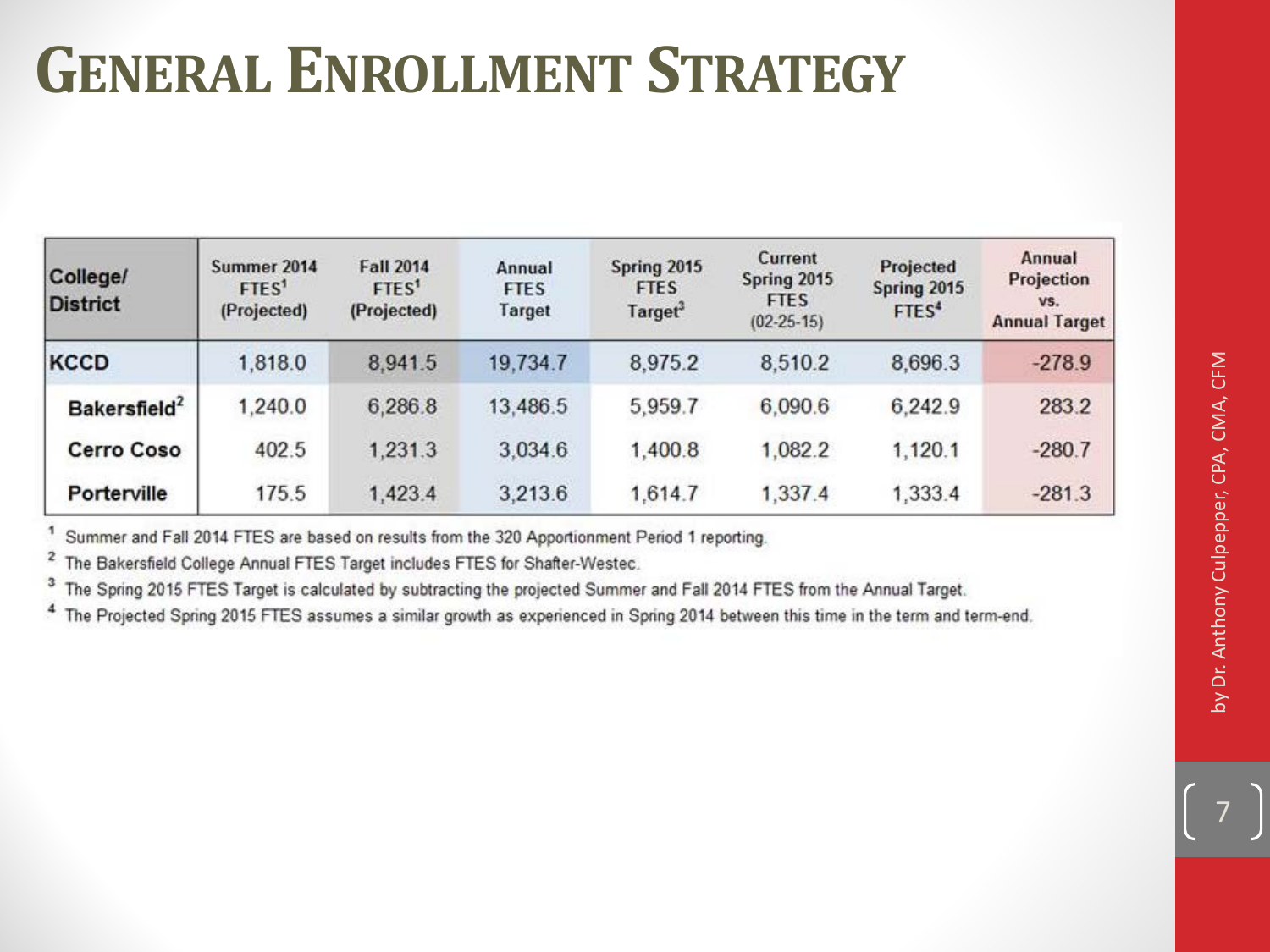# GENERAL ENROLLMENT STRATEGY

| College/ District | Summer 2014 FTES[1] (Projected) | Fall 2014 FTES[1] (Projected) | Annual FTES Target | Spring 2015 FTES Target[3] | Current Spring 2015 FTES (02-25-15) | Projected Spring 2015 FTES[4] | Annual Projection vs. Annual Target |
|---|---|---|---|---|---|---|---|
| **KCCD** | 1,818.0 | 8,941.5 | 19,734.7 | 8,975.2 | 8,510.2 | 8,696.3 | -278.9 |
| **Bakersfield[2]** | 1,240.0 | 6,286.8 | 13,486.5 | 5,959.7 | 6,090.6 | 6,242.9 | 283.2 |
| **Cerro Coso** | 402.5 | 1,231.3 | 3,034.6 | 1,400.8 | 1,082.2 | 1,120.1 | -280.7 |
| **Porterville** | 175.5 | 1,423.4 | 3,213.6 | 1,614.7 | 1,337.4 | 1,333.4 | -281.3 |

[1] Summer and Fall 2014 FTES are based on results from the 320 Apportionment Period 1 reporting.

[2] The Bakersfield College Annual FTES Target includes FTES for Shafter-Westec.

[3] The Spring 2015 FTES Target is calculated by subtracting the projected Summer and Fall 2014 FTES from the Annual Target.

[4] The Projected Spring 2015 FTES assumes a similar growth as experienced in Spring 2014 between this time in the term and term-end.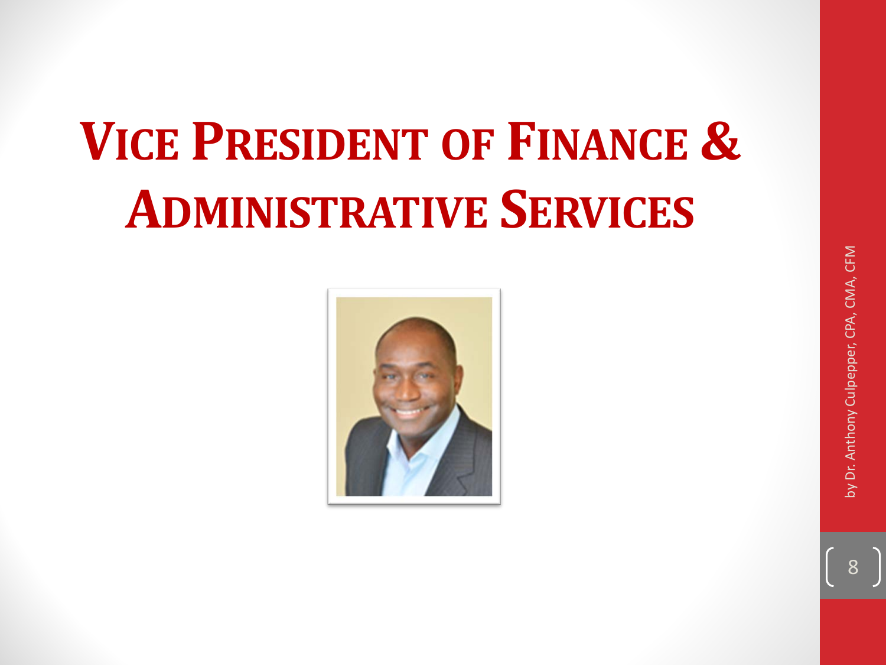# Vice President of Finance & Administrative Services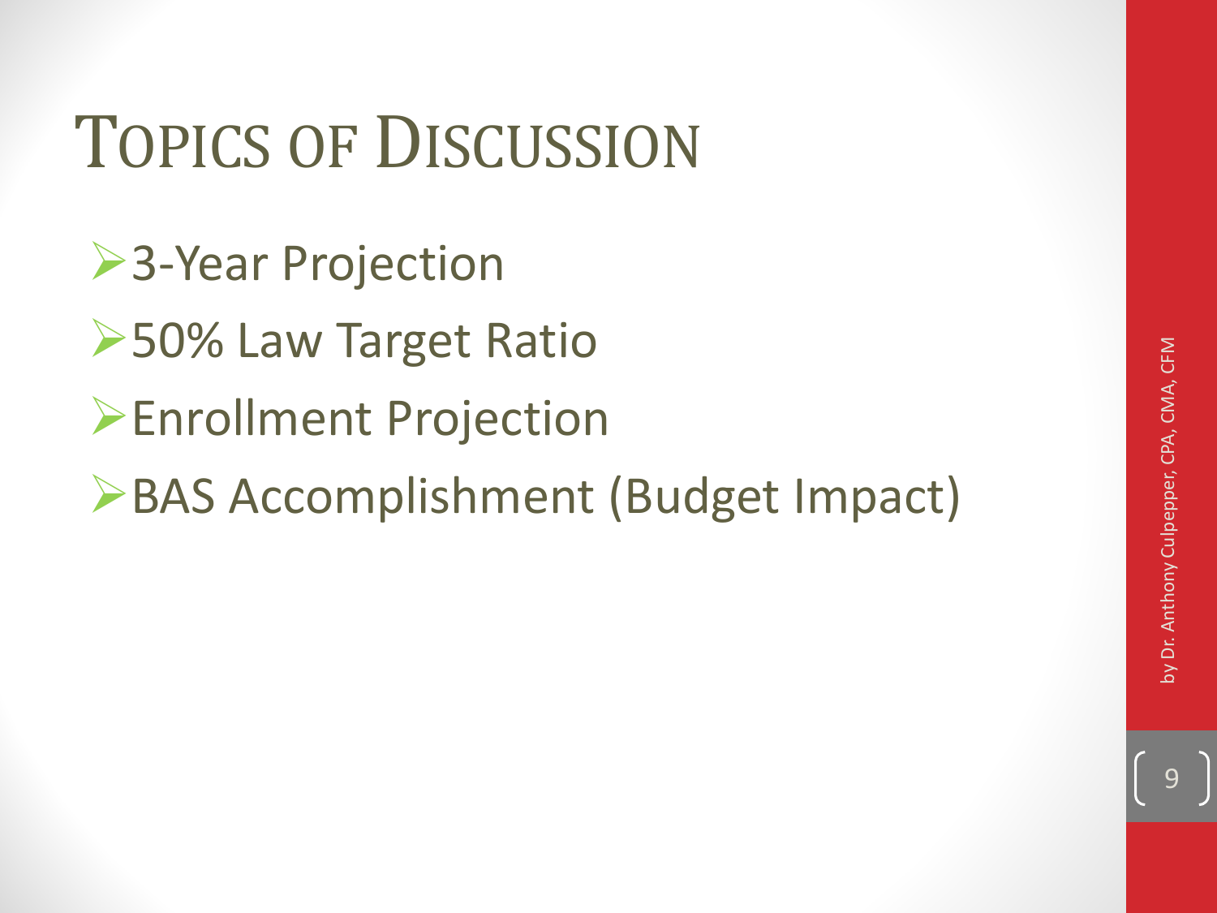# Topics of Discussion

- 3-Year Projection
- 50% Law Target Ratio
- Enrollment Projection
- BAS Accomplishment (Budget Impact)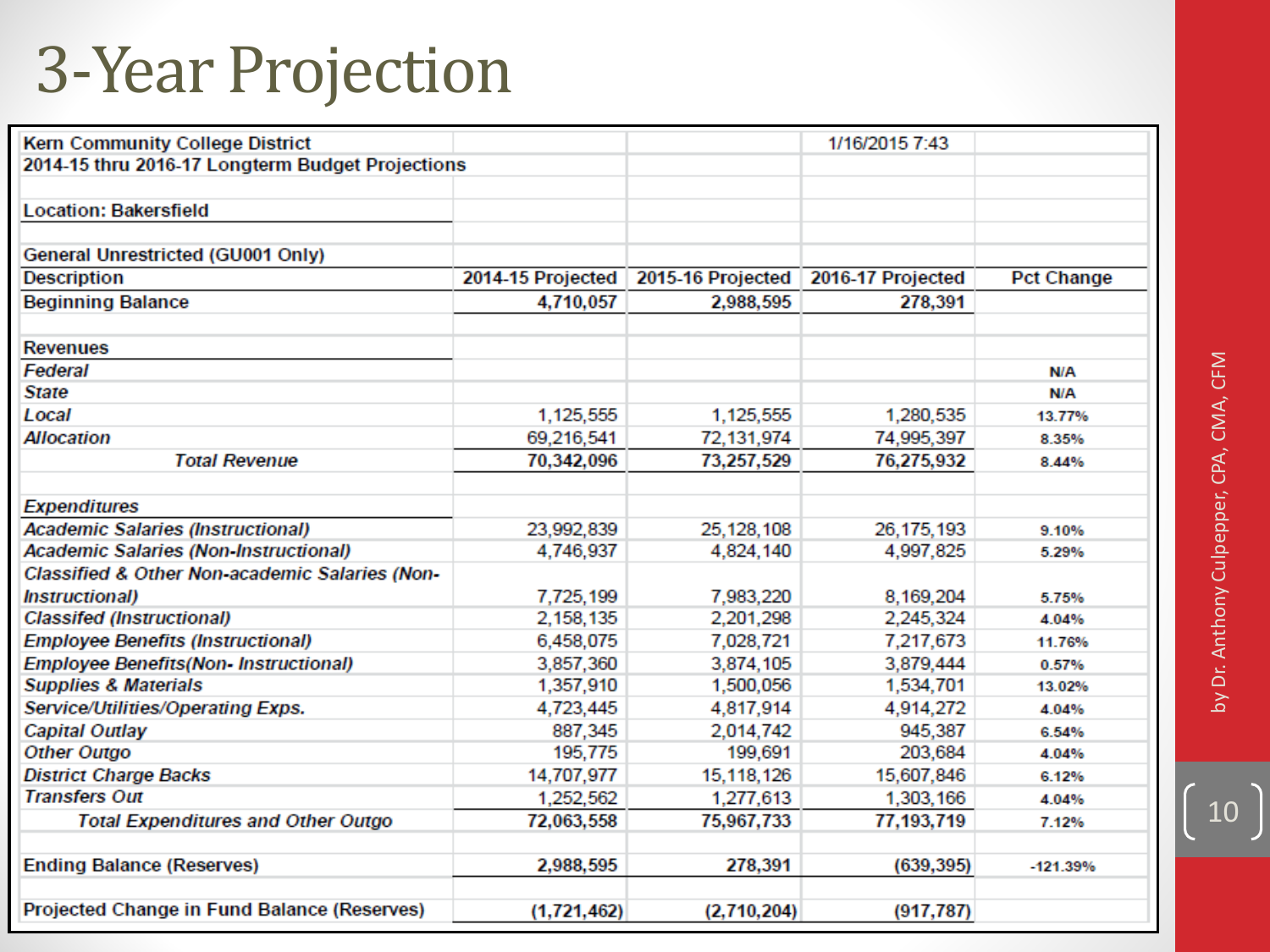# 3-Year Projection

| Kern Community College District | | | 1/16/2015 7:43 | |
|---|---|---|---|---|
| 2014-15 thru 2016-17 Longterm Budget Projections | | | | |
| | | | | |
| Location: Bakersfield | | | | |
| | | | | |
| General Unrestricted (GU001 Only) | | | | |
| **Description** | **2014-15 Projected** | **2015-16 Projected** | **2016-17 Projected** | **Pct Change** |
| Beginning Balance | 4,710,057 | 2,988,595 | 278,391 | |
| | | | | |
| Revenues | | | | |
| *Federal* | | | | N/A |
| *State* | | | | N/A |
| *Local* | 1,125,555 | 1,125,555 | 1,280,535 | 13.77% |
| *Allocation* | 69,216,541 | 72,131,974 | 74,995,397 | 8.35% |
| *Total Revenue* | 70,342,096 | 73,257,529 | 76,275,932 | 8.44% |
| | | | | |
| *Expenditures* | | | | |
| *Academic Salaries (Instructional)* | 23,992,839 | 25,128,108 | 26,175,193 | 9.10% |
| *Academic Salaries (Non-Instructional)* | 4,746,937 | 4,824,140 | 4,997,825 | 5.29% |
| *Classified & Other Non-academic Salaries (Non-Instructional)* | 7,725,199 | 7,983,220 | 8,169,204 | 5.75% |
| *Classifed (Instructional)* | 2,158,135 | 2,201,298 | 2,245,324 | 4.04% |
| *Employee Benefits (Instructional)* | 6,458,075 | 7,028,721 | 7,217,673 | 11.76% |
| *Employee Benefits(Non- Instructional)* | 3,857,360 | 3,874,105 | 3,879,444 | 0.57% |
| *Supplies & Materials* | 1,357,910 | 1,500,056 | 1,534,701 | 13.02% |
| *Service/Utilities/Operating Exps.* | 4,723,445 | 4,817,914 | 4,914,272 | 4.04% |
| *Capital Outlay* | 887,345 | 2,014,742 | 945,387 | 6.54% |
| *Other Outgo* | 195,775 | 199,691 | 203,684 | 4.04% |
| *District Charge Backs* | 14,707,977 | 15,118,126 | 15,607,846 | 6.12% |
| *Transfers Out* | 1,252,562 | 1,277,613 | 1,303,166 | 4.04% |
| *Total Expenditures and Other Outgo* | 72,063,558 | 75,967,733 | 77,193,719 | 7.12% |
| | | | | |
| Ending Balance (Reserves) | 2,988,595 | 278,391 | (639,395) | -121.39% |
| | | | | |
| Projected Change in Fund Balance (Reserves) | (1,721,462) | (2,710,204) | (917,787) | |

by Dr. Anthony Culpepper, CPA, CMA, CFM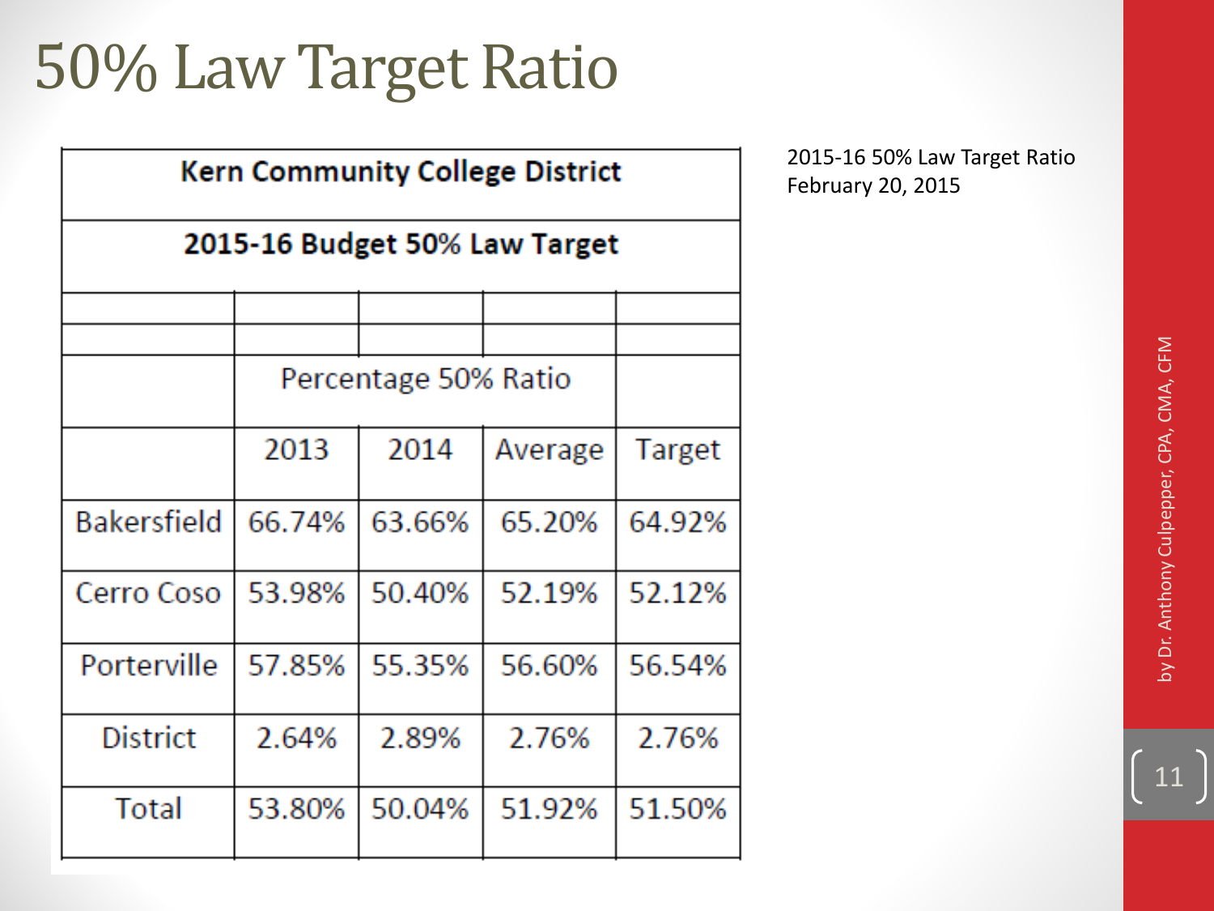# 50% Law Target Ratio

| Kern Community College District | | | | |
|---|---|---|---|---|
| 2015-16 Budget 50% Law Target | | | | |
| | | | | |
| | | | | |
| | Percentage 50% Ratio | | | |
| | 2013 | 2014 | Average | Target |
| Bakersfield | 66.74% | 63.66% | 65.20% | 64.92% |
| Cerro Coso | 53.98% | 50.40% | 52.19% | 52.12% |
| Porterville | 57.85% | 55.35% | 56.60% | 56.54% |
| District | 2.64% | 2.89% | 2.76% | 2.76% |
| Total | 53.80% | 50.04% | 51.92% | 51.50% |

2015-16 50% Law Target Ratio
February 20, 2015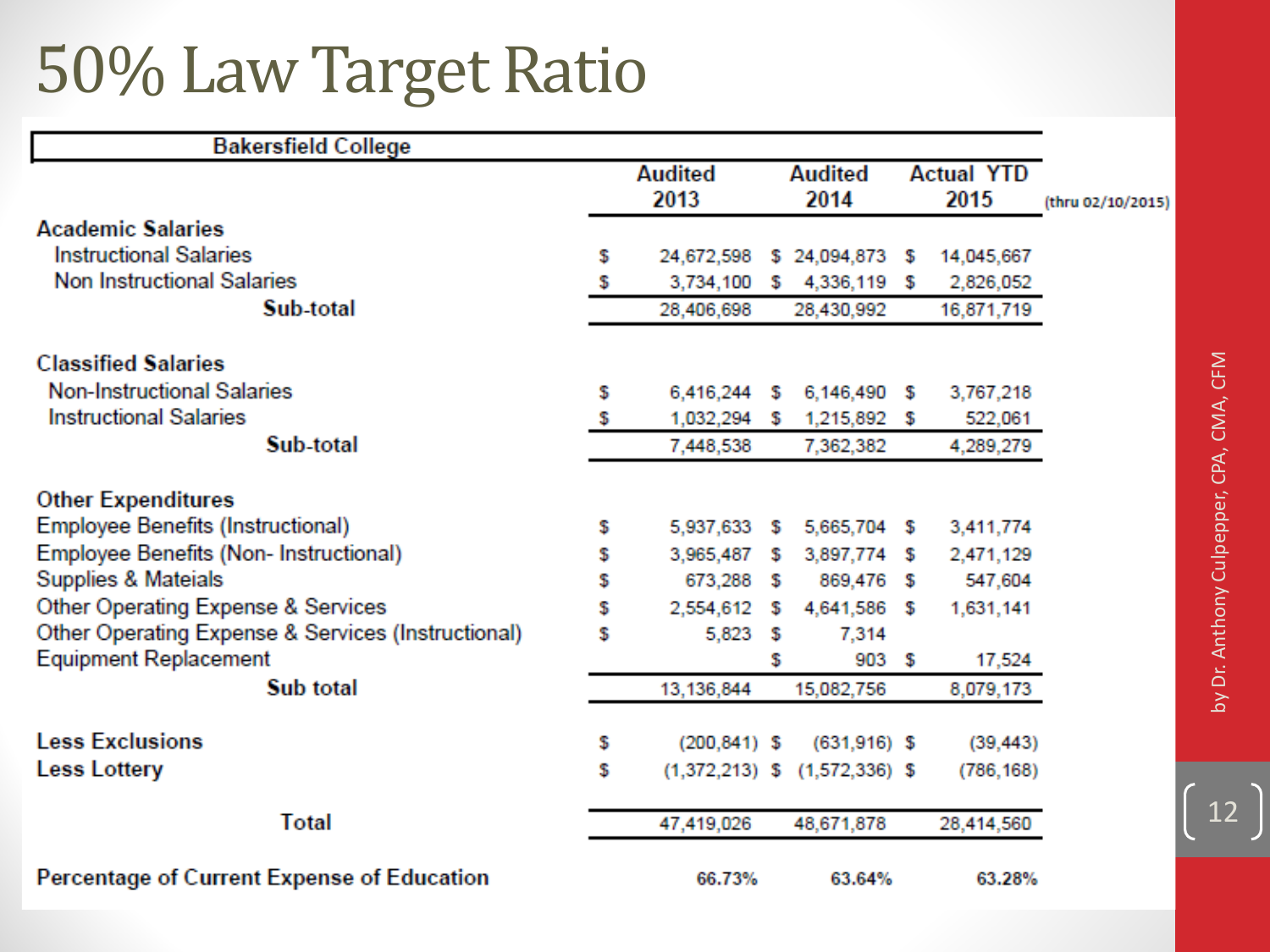# 50% Law Target Ratio

| Bakersfield College | Audited 2013 | Audited 2014 | Actual YTD 2015 (thru 02/10/2015) |
|---|---|---|---|
| **Academic Salaries** | | | |
| Instructional Salaries | $ 24,672,598 | $ 24,094,873 | $ 14,045,667 |
| Non Instructional Salaries | $ 3,734,100 | $ 4,336,119 | $ 2,826,052 |
| **Sub-total** | 28,406,698 | 28,430,992 | 16,871,719 |
| **Classified Salaries** | | | |
| Non-Instructional Salaries | $ 6,416,244 | $ 6,146,490 | $ 3,767,218 |
| Instructional Salaries | $ 1,032,294 | $ 1,215,892 | $ 522,061 |
| **Sub-total** | 7,448,538 | 7,362,382 | 4,289,279 |
| **Other Expenditures** | | | |
| Employee Benefits (Instructional) | $ 5,937,633 | $ 5,665,704 | $ 3,411,774 |
| Employee Benefits (Non- Instructional) | $ 3,965,487 | $ 3,897,774 | $ 2,471,129 |
| Supplies & Mateials | $ 673,288 | $ 869,476 | $ 547,604 |
| Other Operating Expense & Services | $ 2,554,612 | $ 4,641,586 | $ 1,631,141 |
| Other Operating Expense & Services (Instructional) | $ 5,823 | $ 7,314 | |
| Equipment Replacement | | $ 903 | $ 17,524 |
| **Sub total** | 13,136,844 | 15,082,756 | 8,079,173 |
| **Less Exclusions** | $ (200,841) | $ (631,916) | $ (39,443) |
| **Less Lottery** | $ (1,372,213) | $ (1,572,336) | $ (786,168) |
| **Total** | 47,419,026 | 48,671,878 | 28,414,560 |
| **Percentage of Current Expense of Education** | **66.73%** | **63.64%** | **63.28%** |

by Dr. Anthony Culpepper, CPA, CMA, CFM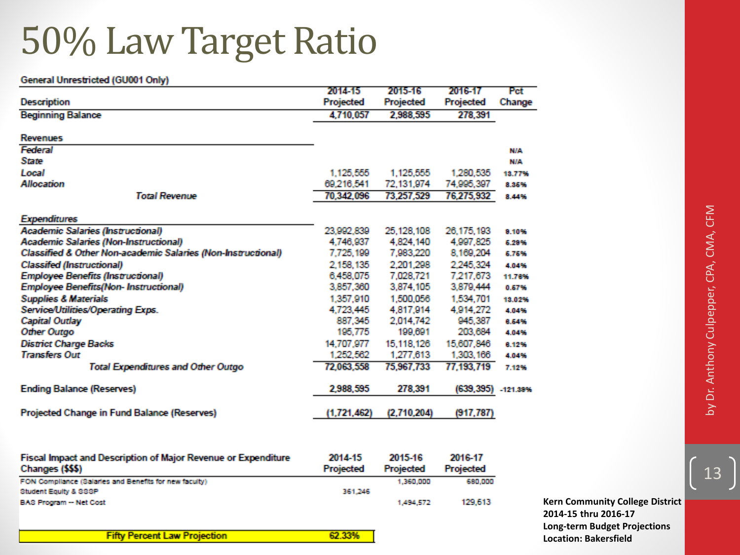# 50% Law Target Ratio

General Unrestricted (GU001 Only)

| Description | 2014-15 Projected | 2015-16 Projected | 2016-17 Projected | Pct Change |
|---|---|---|---|---|
| Beginning Balance | 4,710,057 | 2,988,595 | 278,391 | |
| **Revenues** | | | | |
| *Federal* | | | | N/A |
| *State* | | | | N/A |
| *Local* | 1,125,555 | 1,125,555 | 1,280,535 | 13.77% |
| *Allocation* | 69,216,541 | 72,131,974 | 74,995,397 | 8.36% |
| *Total Revenue* | 70,342,096 | 73,257,529 | 76,275,932 | 8.44% |
| ***Expenditures*** | | | | |
| *Academic Salaries (Instructional)* | 23,992,839 | 25,128,108 | 26,175,193 | 9.10% |
| *Academic Salaries (Non-Instructional)* | 4,746,937 | 4,824,140 | 4,997,825 | 5.28% |
| *Classified & Other Non-academic Salaries (Non-Instructional)* | 7,725,199 | 7,983,220 | 8,169,204 | 5.75% |
| *Classifed (Instructional)* | 2,158,135 | 2,201,298 | 2,245,324 | 4.04% |
| *Employee Benefits (Instructional)* | 6,458,075 | 7,028,721 | 7,217,673 | 11.76% |
| *Employee Benefits(Non- Instructional)* | 3,857,360 | 3,874,105 | 3,879,444 | 0.57% |
| *Supplies & Materials* | 1,357,910 | 1,500,056 | 1,534,701 | 13.02% |
| *Service/Utilities/Operating Exps.* | 4,723,445 | 4,817,914 | 4,914,272 | 4.04% |
| *Capital Outlay* | 887,345 | 2,014,742 | 945,387 | 6.54% |
| *Other Outgo* | 195,775 | 199,691 | 203,684 | 4.04% |
| *District Charge Backs* | 14,707,977 | 15,118,126 | 15,607,846 | 6.12% |
| *Transfers Out* | 1,252,562 | 1,277,613 | 1,303,166 | 4.04% |
| *Total Expenditures and Other Outgo* | 72,063,558 | 75,967,733 | 77,193,719 | 7.12% |
| Ending Balance (Reserves) | 2,988,595 | 278,391 | (639,395) | -121.38% |
| Projected Change in Fund Balance (Reserves) | (1,721,462) | (2,710,204) | (917,787) | |

| Fiscal Impact and Description of Major Revenue or Expenditure Changes ($$$) | 2014-15 Projected | 2015-16 Projected | 2016-17 Projected |
|---|---|---|---|
| FON Compliance (Salaries and Benefits for new faculty) | | 1,360,000 | 680,000 |
| Student Equity & SSSP | 361,246 | | |
| BAS Program -- Net Cost | | 1,494,572 | 129,613 |

| | |
|---|---|
| Fifty Percent Law Projection | 62.33% |

**Kern Community College District**
**2014-15 thru 2016-17**
**Long-term Budget Projections**
**Location: Bakersfield**

by Dr. Anthony Culpepper, CPA, CMA, CFM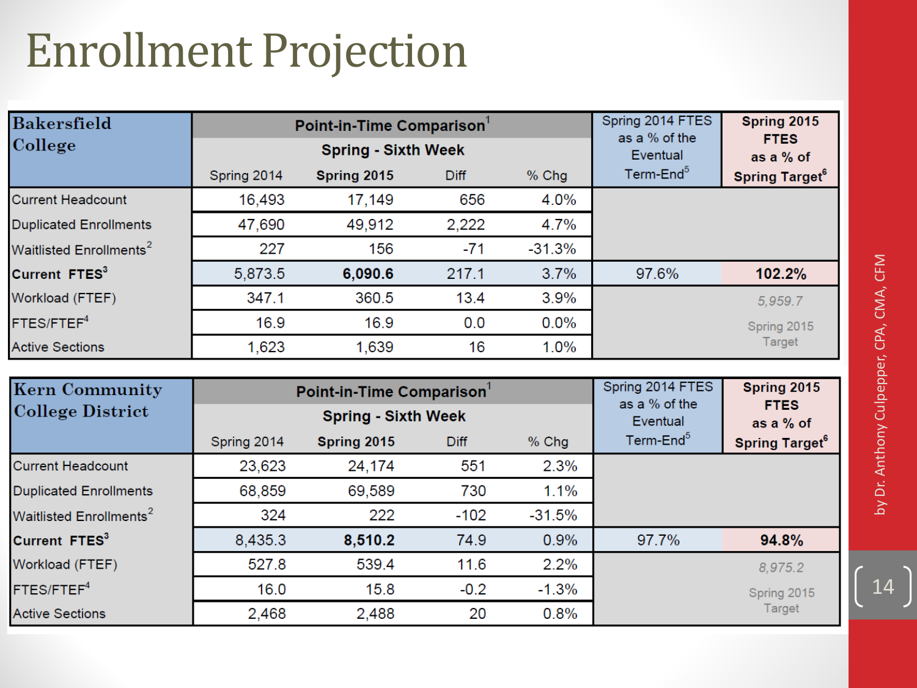# Enrollment Projection

| Bakersfield College | Point-in-Time Comparison[1] Spring - Sixth Week | | | | Spring 2014 FTES as a % of the Eventual Term-End[5] | Spring 2015 FTES as a % of Spring Target[6] |
|---|---|---|---|---|---|---|
| | Spring 2014 | **Spring 2015** | Diff | % Chg | | |
| Current Headcount | 16,493 | 17,149 | 656 | 4.0% | | |
| Duplicated Enrollments | 47,690 | 49,912 | 2,222 | 4.7% | | |
| Waitlisted Enrollments[2] | 227 | 156 | -71 | -31.3% | | |
| **Current FTES[3]** | 5,873.5 | **6,090.6** | 217.1 | 3.7% | 97.6% | **102.2%** |
| Workload (FTEF) | 347.1 | 360.5 | 13.4 | 3.9% | | *5,959.7* Spring 2015 Target |
| FTES/FTEF[4] | 16.9 | 16.9 | 0.0 | 0.0% | | |
| Active Sections | 1,623 | 1,639 | 16 | 1.0% | | |

| Kern Community College District | Point-in-Time Comparison[1] Spring - Sixth Week | | | | Spring 2014 FTES as a % of the Eventual Term-End[5] | Spring 2015 FTES as a % of Spring Target[6] |
|---|---|---|---|---|---|---|
| | Spring 2014 | **Spring 2015** | Diff | % Chg | | |
| Current Headcount | 23,623 | 24,174 | 551 | 2.3% | | |
| Duplicated Enrollments | 68,859 | 69,589 | 730 | 1.1% | | |
| Waitlisted Enrollments[2] | 324 | 222 | -102 | -31.5% | | |
| **Current FTES[3]** | 8,435.3 | **8,510.2** | 74.9 | 0.9% | 97.7% | **94.8%** |
| Workload (FTEF) | 527.8 | 539.4 | 11.6 | 2.2% | | *8,975.2* Spring 2015 Target |
| FTES/FTEF[4] | 16.0 | 15.8 | -0.2 | -1.3% | | |
| Active Sections | 2,468 | 2,488 | 20 | 0.8% | | |

by Dr. Anthony Culpepper, CPA, CMA, CFM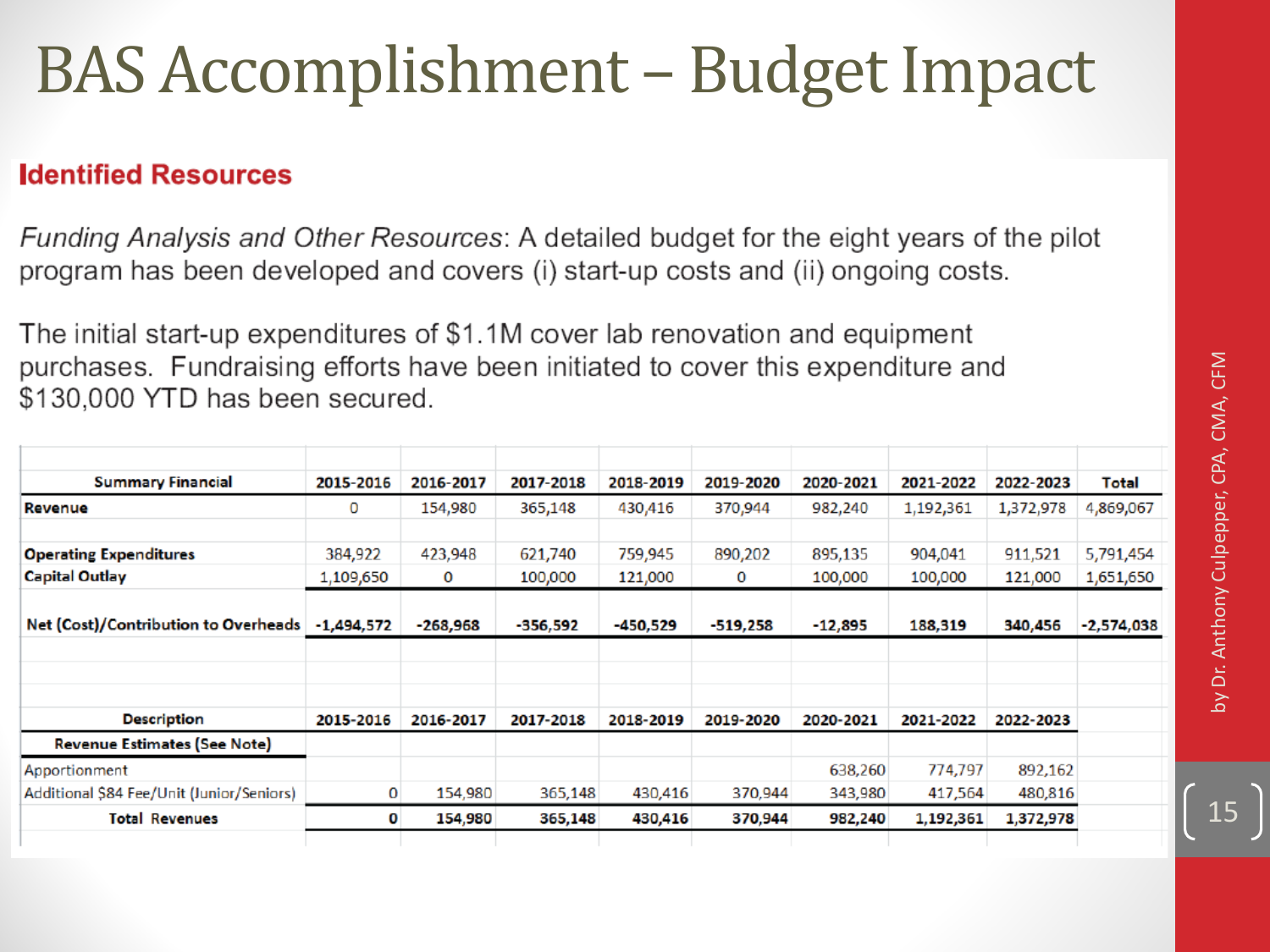# BAS Accomplishment – Budget Impact

## Identified Resources

*Funding Analysis and Other Resources*: A detailed budget for the eight years of the pilot program has been developed and covers (i) start-up costs and (ii) ongoing costs.

The initial start-up expenditures of $1.1M cover lab renovation and equipment purchases. Fundraising efforts have been initiated to cover this expenditure and $130,000 YTD has been secured.

| Summary Financial | 2015-2016 | 2016-2017 | 2017-2018 | 2018-2019 | 2019-2020 | 2020-2021 | 2021-2022 | 2022-2023 | Total |
|---|---|---|---|---|---|---|---|---|---|
| **Revenue** | 0 | 154,980 | 365,148 | 430,416 | 370,944 | 982,240 | 1,192,361 | 1,372,978 | 4,869,067 |
| **Operating Expenditures** | 384,922 | 423,948 | 621,740 | 759,945 | 890,202 | 895,135 | 904,041 | 911,521 | 5,791,454 |
| **Capital Outlay** | 1,109,650 | 0 | 100,000 | 121,000 | 0 | 100,000 | 100,000 | 121,000 | 1,651,650 |
| **Net (Cost)/Contribution to Overheads** | **-1,494,572** | **-268,968** | **-356,592** | **-450,529** | **-519,258** | **-12,895** | **188,319** | **340,456** | **-2,574,038** |

| Description | 2015-2016 | 2016-2017 | 2017-2018 | 2018-2019 | 2019-2020 | 2020-2021 | 2021-2022 | 2022-2023 |
|---|---|---|---|---|---|---|---|---|
| **Revenue Estimates (See Note)** | | | | | | | | |
| Apportionment | | | | | | 638,260 | 774,797 | 892,162 |
| Additional $84 Fee/Unit (Junior/Seniors) | 0 | 154,980 | 365,148 | 430,416 | 370,944 | 343,980 | 417,564 | 480,816 |
| **Total Revenues** | **0** | **154,980** | **365,148** | **430,416** | **370,944** | **982,240** | **1,192,361** | **1,372,978** |

by Dr. Anthony Culpepper, CPA, CMA, CFM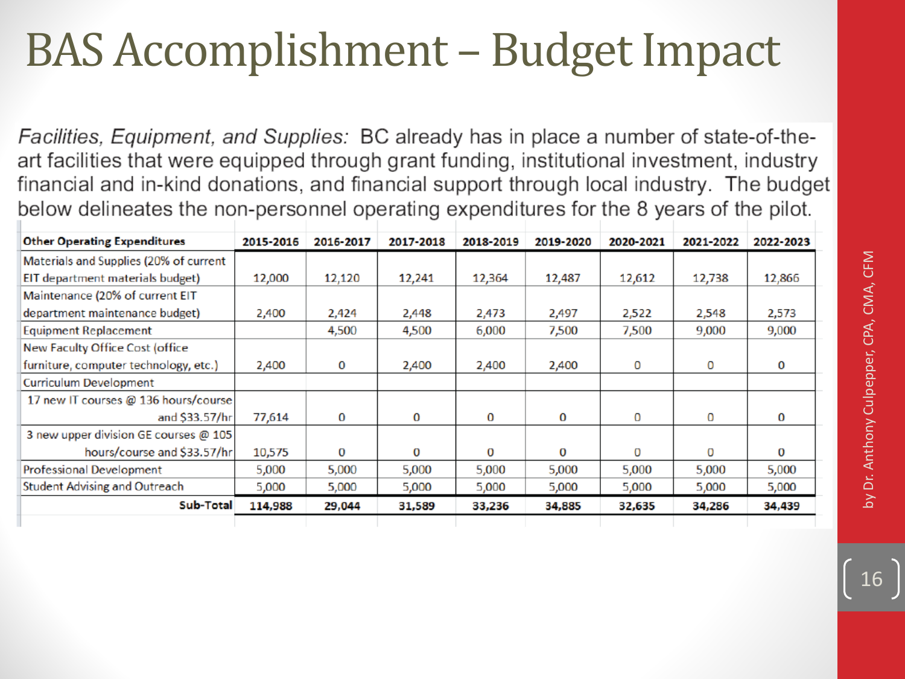# BAS Accomplishment – Budget Impact

*Facilities, Equipment, and Supplies:* BC already has in place a number of state-of-the-art facilities that were equipped through grant funding, institutional investment, industry financial and in-kind donations, and financial support through local industry. The budget below delineates the non-personnel operating expenditures for the 8 years of the pilot.

| Other Operating Expenditures | 2015-2016 | 2016-2017 | 2017-2018 | 2018-2019 | 2019-2020 | 2020-2021 | 2021-2022 | 2022-2023 |
|---|---|---|---|---|---|---|---|---|
| Materials and Supplies (20% of current EIT department materials budget) | 12,000 | 12,120 | 12,241 | 12,364 | 12,487 | 12,612 | 12,738 | 12,866 |
| Maintenance (20% of current EIT department maintenance budget) | 2,400 | 2,424 | 2,448 | 2,473 | 2,497 | 2,522 | 2,548 | 2,573 |
| Equipment Replacement | | 4,500 | 4,500 | 6,000 | 7,500 | 7,500 | 9,000 | 9,000 |
| New Faculty Office Cost (office furniture, computer technology, etc.) | 2,400 | 0 | 2,400 | 2,400 | 2,400 | 0 | 0 | 0 |
| Curriculum Development | | | | | | | | |
| 17 new IT courses @ 136 hours/course and $33.57/hr | 77,614 | 0 | 0 | 0 | 0 | 0 | 0 | 0 |
| 3 new upper division GE courses @ 105 hours/course and $33.57/hr | 10,575 | 0 | 0 | 0 | 0 | 0 | 0 | 0 |
| Professional Development | 5,000 | 5,000 | 5,000 | 5,000 | 5,000 | 5,000 | 5,000 | 5,000 |
| Student Advising and Outreach | 5,000 | 5,000 | 5,000 | 5,000 | 5,000 | 5,000 | 5,000 | 5,000 |
| **Sub-Total** | **114,988** | **29,044** | **31,589** | **33,236** | **34,885** | **32,635** | **34,286** | **34,439** |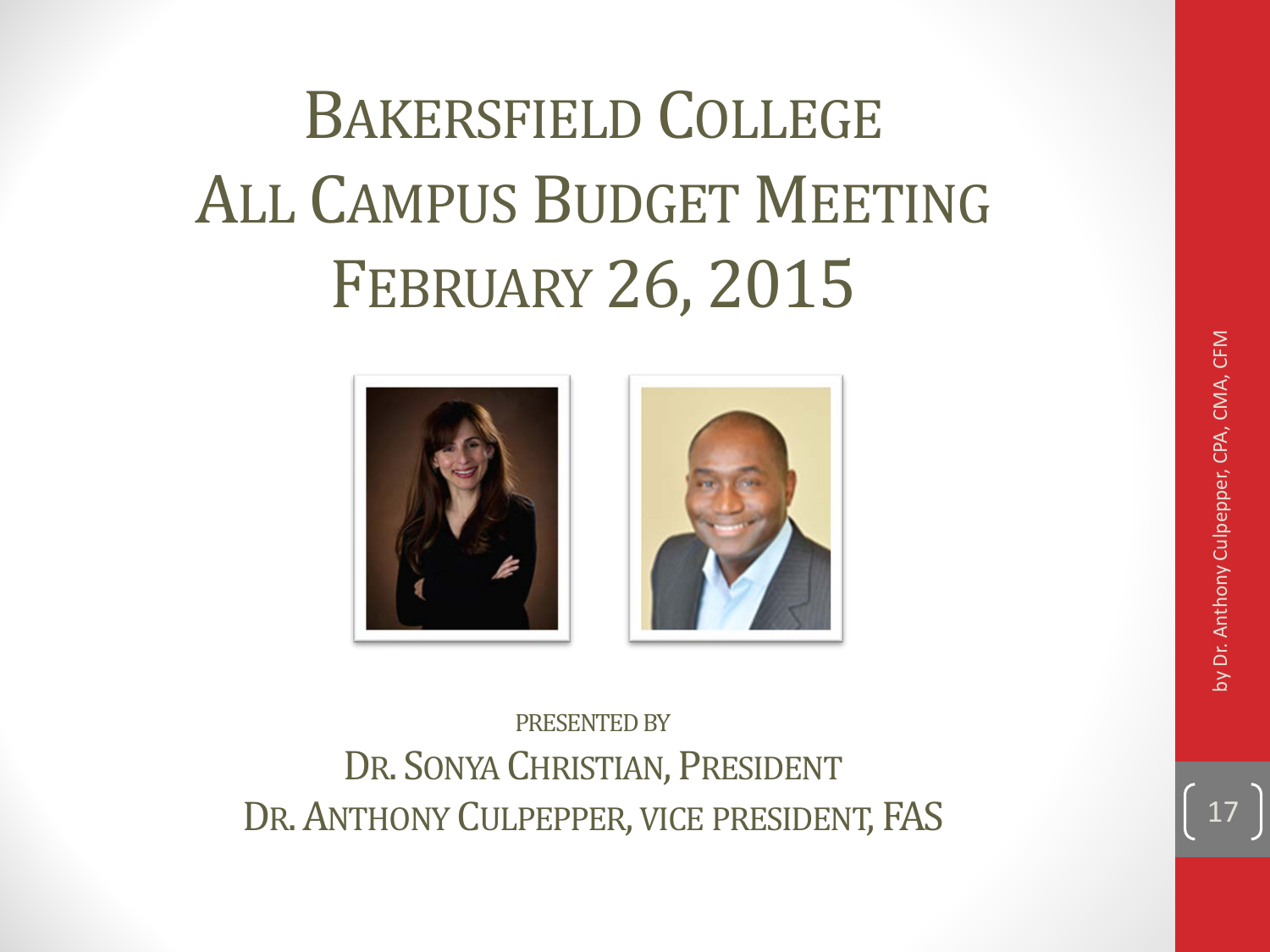# Bakersfield College
# All Campus Budget Meeting
# February 26, 2015

Presented by

Dr. Sonya Christian, President

Dr. Anthony Culpepper, Vice President, FAS